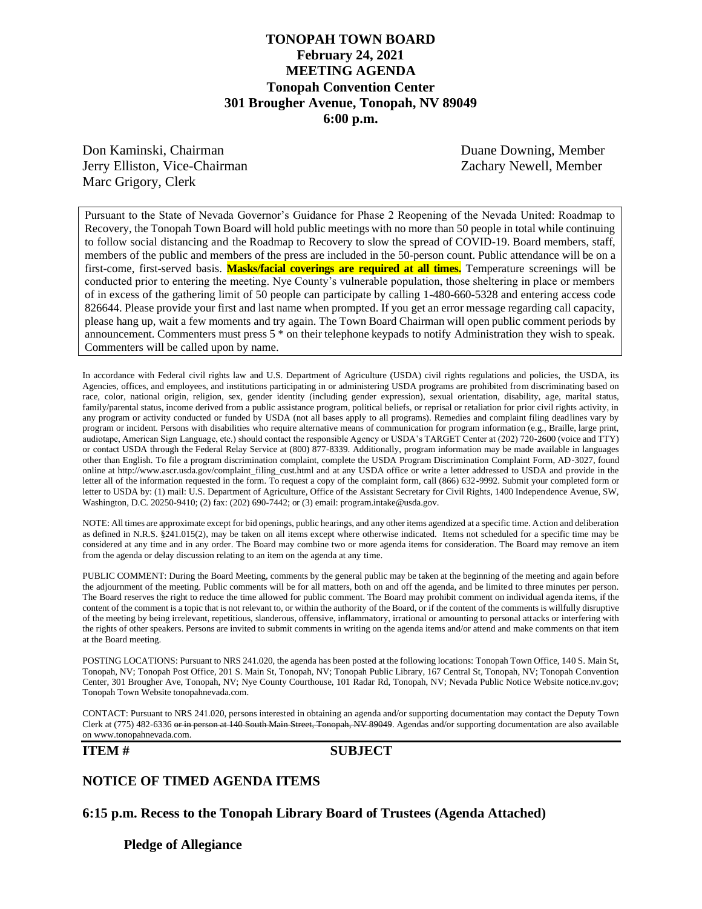# TONOPAH TOWN BOARD
## February 24, 2021
## MEETING AGENDA
## Tonopah Convention Center
## 301 Brougher Avenue, Tonopah, NV 89049
## 6:00 p.m.

Don Kaminski, Chairman
Jerry Elliston, Vice-Chairman
Marc Grigory, Clerk
Duane Downing, Member
Zachary Newell, Member

Pursuant to the State of Nevada Governor's Guidance for Phase 2 Reopening of the Nevada United: Roadmap to Recovery, the Tonopah Town Board will hold public meetings with no more than 50 people in total while continuing to follow social distancing and the Roadmap to Recovery to slow the spread of COVID-19. Board members, staff, members of the public and members of the press are included in the 50-person count. Public attendance will be on a first-come, first-served basis. **Masks/facial coverings are required at all times.** Temperature screenings will be conducted prior to entering the meeting. Nye County's vulnerable population, those sheltering in place or members of in excess of the gathering limit of 50 people can participate by calling 1-480-660-5328 and entering access code 826644. Please provide your first and last name when prompted. If you get an error message regarding call capacity, please hang up, wait a few moments and try again. The Town Board Chairman will open public comment periods by announcement. Commenters must press 5 * on their telephone keypads to notify Administration they wish to speak. Commenters will be called upon by name.

In accordance with Federal civil rights law and U.S. Department of Agriculture (USDA) civil rights regulations and policies, the USDA, its Agencies, offices, and employees, and institutions participating in or administering USDA programs are prohibited from discriminating based on race, color, national origin, religion, sex, gender identity (including gender expression), sexual orientation, disability, age, marital status, family/parental status, income derived from a public assistance program, political beliefs, or reprisal or retaliation for prior civil rights activity, in any program or activity conducted or funded by USDA (not all bases apply to all programs). Remedies and complaint filing deadlines vary by program or incident. Persons with disabilities who require alternative means of communication for program information (e.g., Braille, large print, audiotape, American Sign Language, etc.) should contact the responsible Agency or USDA's TARGET Center at (202) 720-2600 (voice and TTY) or contact USDA through the Federal Relay Service at (800) 877-8339. Additionally, program information may be made available in languages other than English. To file a program discrimination complaint, complete the USDA Program Discrimination Complaint Form, AD-3027, found online at http://www.ascr.usda.gov/complaint_filing_cust.html and at any USDA office or write a letter addressed to USDA and provide in the letter all of the information requested in the form. To request a copy of the complaint form, call (866) 632-9992. Submit your completed form or letter to USDA by: (1) mail: U.S. Department of Agriculture, Office of the Assistant Secretary for Civil Rights, 1400 Independence Avenue, SW, Washington, D.C. 20250-9410; (2) fax: (202) 690-7442; or (3) email: program.intake@usda.gov.

NOTE: All times are approximate except for bid openings, public hearings, and any other items agendized at a specific time. Action and deliberation as defined in N.R.S. §241.015(2), may be taken on all items except where otherwise indicated. Items not scheduled for a specific time may be considered at any time and in any order. The Board may combine two or more agenda items for consideration. The Board may remove an item from the agenda or delay discussion relating to an item on the agenda at any time.

PUBLIC COMMENT: During the Board Meeting, comments by the general public may be taken at the beginning of the meeting and again before the adjournment of the meeting. Public comments will be for all matters, both on and off the agenda, and be limited to three minutes per person. The Board reserves the right to reduce the time allowed for public comment. The Board may prohibit comment on individual agenda items, if the content of the comment is a topic that is not relevant to, or within the authority of the Board, or if the content of the comments is willfully disruptive of the meeting by being irrelevant, repetitious, slanderous, offensive, inflammatory, irrational or amounting to personal attacks or interfering with the rights of other speakers. Persons are invited to submit comments in writing on the agenda items and/or attend and make comments on that item at the Board meeting.

POSTING LOCATIONS: Pursuant to NRS 241.020, the agenda has been posted at the following locations: Tonopah Town Office, 140 S. Main St, Tonopah, NV; Tonopah Post Office, 201 S. Main St, Tonopah, NV; Tonopah Public Library, 167 Central St, Tonopah, NV; Tonopah Convention Center, 301 Brougher Ave, Tonopah, NV; Nye County Courthouse, 101 Radar Rd, Tonopah, NV; Nevada Public Notice Website notice.nv.gov; Tonopah Town Website tonopahnevada.com.

CONTACT: Pursuant to NRS 241.020, persons interested in obtaining an agenda and/or supporting documentation may contact the Deputy Town Clerk at (775) 482-6336 ~~or in person at 140 South Main Street, Tonopah, NV 89049~~. Agendas and/or supporting documentation are also available on www.tonopahnevada.com.

**ITEM #** **SUBJECT**

## NOTICE OF TIMED AGENDA ITEMS

## 6:15 p.m. Recess to the Tonopah Library Board of Trustees (Agenda Attached)

**Pledge of Allegiance**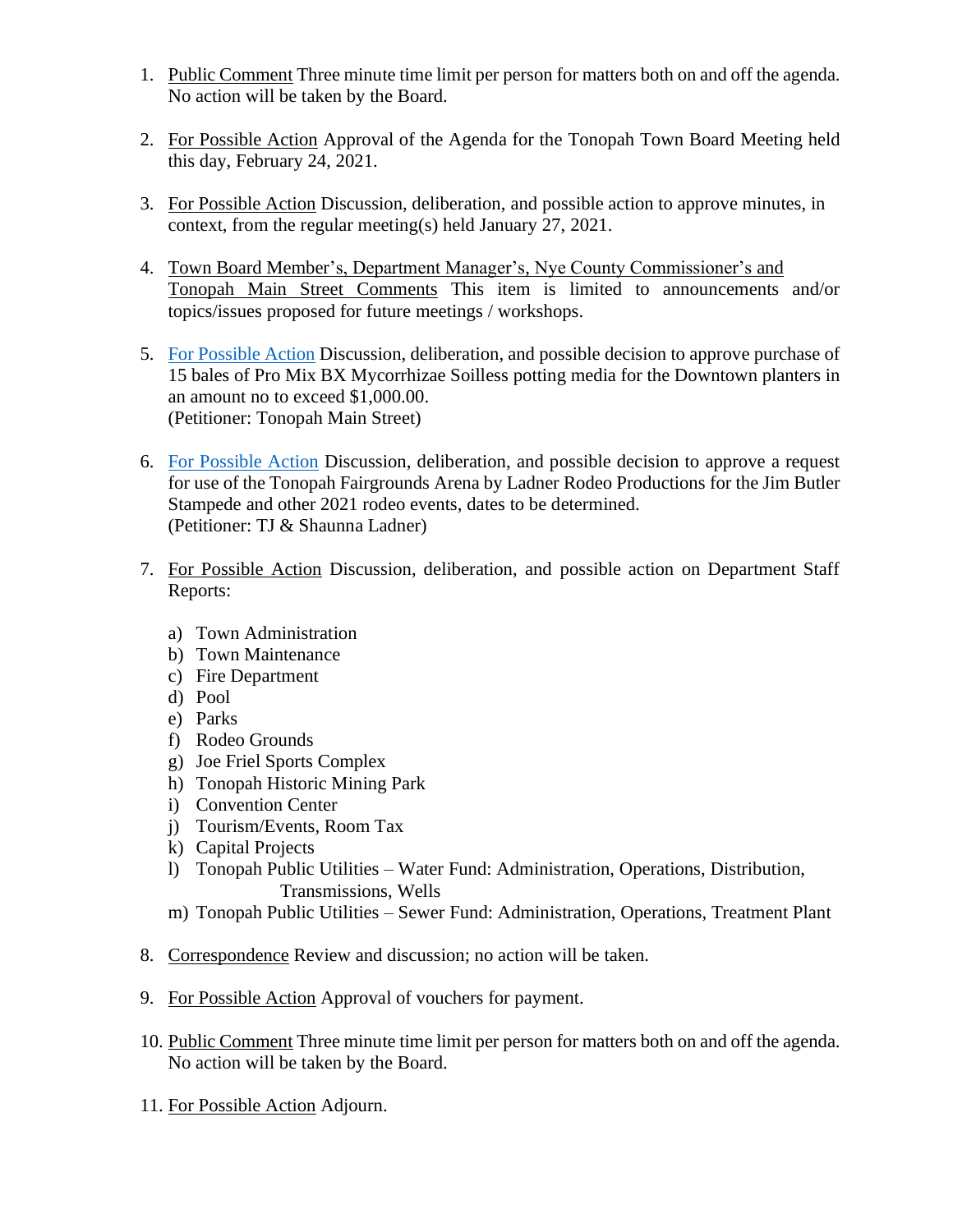1. Public Comment Three minute time limit per person for matters both on and off the agenda. No action will be taken by the Board.

2. For Possible Action Approval of the Agenda for the Tonopah Town Board Meeting held this day, February 24, 2021.

3. For Possible Action Discussion, deliberation, and possible action to approve minutes, in context, from the regular meeting(s) held January 27, 2021.

4. Town Board Member's, Department Manager's, Nye County Commissioner's and Tonopah Main Street Comments This item is limited to announcements and/or topics/issues proposed for future meetings / workshops.

5. For Possible Action Discussion, deliberation, and possible decision to approve purchase of 15 bales of Pro Mix BX Mycorrhizae Soilless potting media for the Downtown planters in an amount no to exceed $1,000.00.
   (Petitioner: Tonopah Main Street)

6. For Possible Action Discussion, deliberation, and possible decision to approve a request for use of the Tonopah Fairgrounds Arena by Ladner Rodeo Productions for the Jim Butler Stampede and other 2021 rodeo events, dates to be determined.
   (Petitioner: TJ & Shaunna Ladner)

7. For Possible Action Discussion, deliberation, and possible action on Department Staff Reports:

   a) Town Administration
   b) Town Maintenance
   c) Fire Department
   d) Pool
   e) Parks
   f) Rodeo Grounds
   g) Joe Friel Sports Complex
   h) Tonopah Historic Mining Park
   i) Convention Center
   j) Tourism/Events, Room Tax
   k) Capital Projects
   l) Tonopah Public Utilities – Water Fund: Administration, Operations, Distribution, Transmissions, Wells
   m) Tonopah Public Utilities – Sewer Fund: Administration, Operations, Treatment Plant

8. Correspondence Review and discussion; no action will be taken.

9. For Possible Action Approval of vouchers for payment.

10. Public Comment Three minute time limit per person for matters both on and off the agenda. No action will be taken by the Board.

11. For Possible Action Adjourn.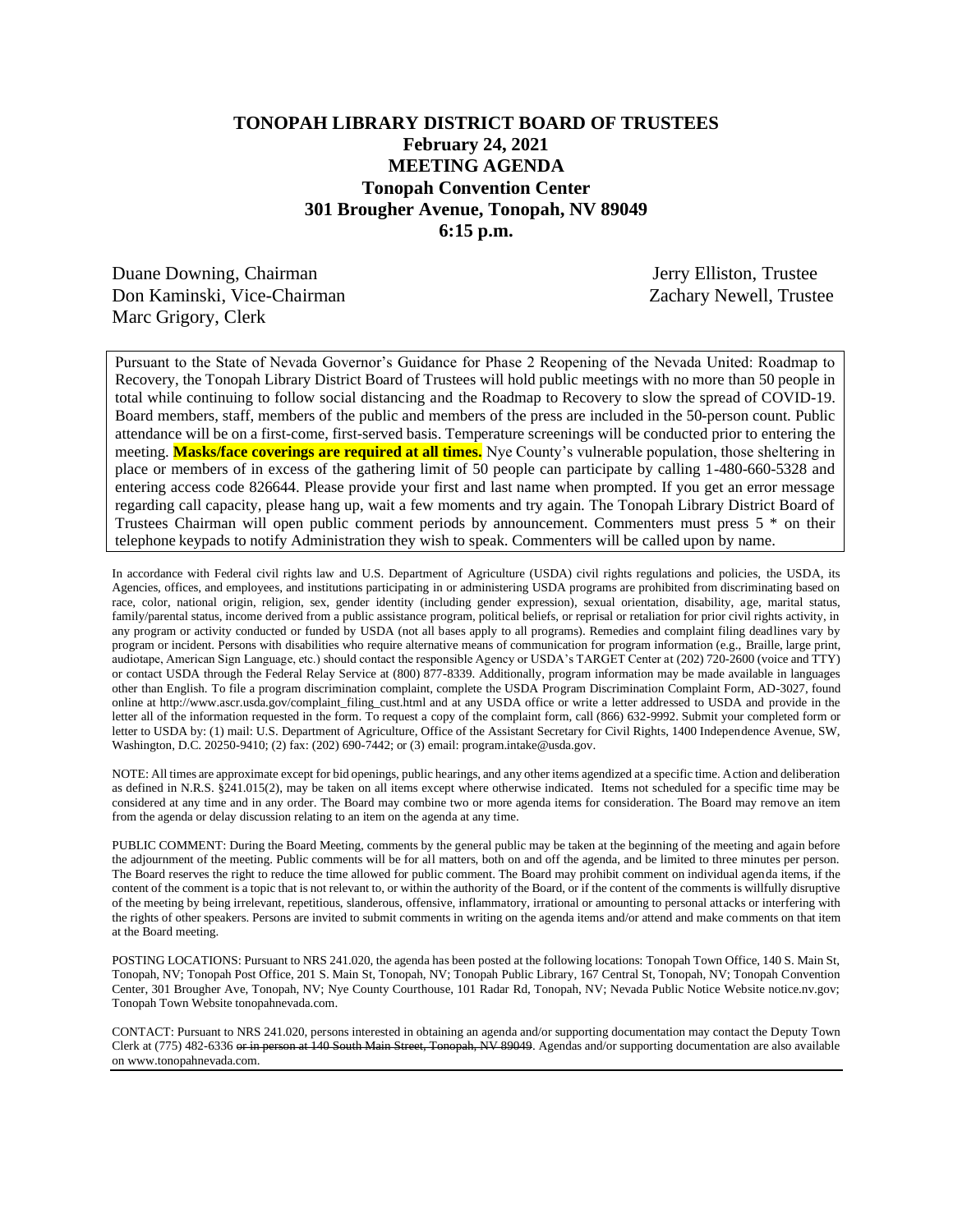# TONOPAH LIBRARY DISTRICT BOARD OF TRUSTEES

**February 24, 2021**
**MEETING AGENDA**
**Tonopah Convention Center**
**301 Brougher Avenue, Tonopah, NV 89049**
**6:15 p.m.**

Duane Downing, Chairman
Don Kaminski, Vice-Chairman
Marc Grigory, Clerk
Jerry Elliston, Trustee
Zachary Newell, Trustee

Pursuant to the State of Nevada Governor's Guidance for Phase 2 Reopening of the Nevada United: Roadmap to Recovery, the Tonopah Library District Board of Trustees will hold public meetings with no more than 50 people in total while continuing to follow social distancing and the Roadmap to Recovery to slow the spread of COVID-19. Board members, staff, members of the public and members of the press are included in the 50-person count. Public attendance will be on a first-come, first-served basis. Temperature screenings will be conducted prior to entering the meeting. **Masks/face coverings are required at all times.** Nye County's vulnerable population, those sheltering in place or members of in excess of the gathering limit of 50 people can participate by calling 1-480-660-5328 and entering access code 826644. Please provide your first and last name when prompted. If you get an error message regarding call capacity, please hang up, wait a few moments and try again. The Tonopah Library District Board of Trustees Chairman will open public comment periods by announcement. Commenters must press 5 * on their telephone keypads to notify Administration they wish to speak. Commenters will be called upon by name.

In accordance with Federal civil rights law and U.S. Department of Agriculture (USDA) civil rights regulations and policies, the USDA, its Agencies, offices, and employees, and institutions participating in or administering USDA programs are prohibited from discriminating based on race, color, national origin, religion, sex, gender identity (including gender expression), sexual orientation, disability, age, marital status, family/parental status, income derived from a public assistance program, political beliefs, or reprisal or retaliation for prior civil rights activity, in any program or activity conducted or funded by USDA (not all bases apply to all programs). Remedies and complaint filing deadlines vary by program or incident. Persons with disabilities who require alternative means of communication for program information (e.g., Braille, large print, audiotape, American Sign Language, etc.) should contact the responsible Agency or USDA's TARGET Center at (202) 720-2600 (voice and TTY) or contact USDA through the Federal Relay Service at (800) 877-8339. Additionally, program information may be made available in languages other than English. To file a program discrimination complaint, complete the USDA Program Discrimination Complaint Form, AD-3027, found online at http://www.ascr.usda.gov/complaint_filing_cust.html and at any USDA office or write a letter addressed to USDA and provide in the letter all of the information requested in the form. To request a copy of the complaint form, call (866) 632-9992. Submit your completed form or letter to USDA by: (1) mail: U.S. Department of Agriculture, Office of the Assistant Secretary for Civil Rights, 1400 Independence Avenue, SW, Washington, D.C. 20250-9410; (2) fax: (202) 690-7442; or (3) email: program.intake@usda.gov.

NOTE: All times are approximate except for bid openings, public hearings, and any other items agendized at a specific time. Action and deliberation as defined in N.R.S. §241.015(2), may be taken on all items except where otherwise indicated. Items not scheduled for a specific time may be considered at any time and in any order. The Board may combine two or more agenda items for consideration. The Board may remove an item from the agenda or delay discussion relating to an item on the agenda at any time.

PUBLIC COMMENT: During the Board Meeting, comments by the general public may be taken at the beginning of the meeting and again before the adjournment of the meeting. Public comments will be for all matters, both on and off the agenda, and be limited to three minutes per person. The Board reserves the right to reduce the time allowed for public comment. The Board may prohibit comment on individual agenda items, if the content of the comment is a topic that is not relevant to, or within the authority of the Board, or if the content of the comments is willfully disruptive of the meeting by being irrelevant, repetitious, slanderous, offensive, inflammatory, irrational or amounting to personal attacks or interfering with the rights of other speakers. Persons are invited to submit comments in writing on the agenda items and/or attend and make comments on that item at the Board meeting.

POSTING LOCATIONS: Pursuant to NRS 241.020, the agenda has been posted at the following locations: Tonopah Town Office, 140 S. Main St, Tonopah, NV; Tonopah Post Office, 201 S. Main St, Tonopah, NV; Tonopah Public Library, 167 Central St, Tonopah, NV; Tonopah Convention Center, 301 Brougher Ave, Tonopah, NV; Nye County Courthouse, 101 Radar Rd, Tonopah, NV; Nevada Public Notice Website notice.nv.gov; Tonopah Town Website tonopahnevada.com.

CONTACT: Pursuant to NRS 241.020, persons interested in obtaining an agenda and/or supporting documentation may contact the Deputy Town Clerk at (775) 482-6336 ~~or in person at 140 South Main Street, Tonopah, NV 89049~~. Agendas and/or supporting documentation are also available on www.tonopahnevada.com.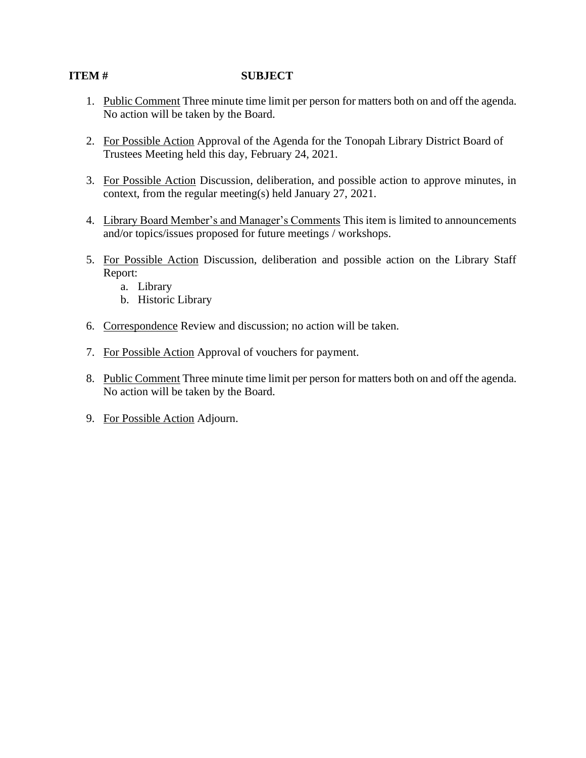**ITEM #** **SUBJECT**

1. Public Comment Three minute time limit per person for matters both on and off the agenda. No action will be taken by the Board.

2. For Possible Action Approval of the Agenda for the Tonopah Library District Board of Trustees Meeting held this day, February 24, 2021.

3. For Possible Action Discussion, deliberation, and possible action to approve minutes, in context, from the regular meeting(s) held January 27, 2021.

4. Library Board Member's and Manager's Comments This item is limited to announcements and/or topics/issues proposed for future meetings / workshops.

5. For Possible Action Discussion, deliberation and possible action on the Library Staff Report:
   a. Library
   b. Historic Library

6. Correspondence Review and discussion; no action will be taken.

7. For Possible Action Approval of vouchers for payment.

8. Public Comment Three minute time limit per person for matters both on and off the agenda. No action will be taken by the Board.

9. For Possible Action Adjourn.